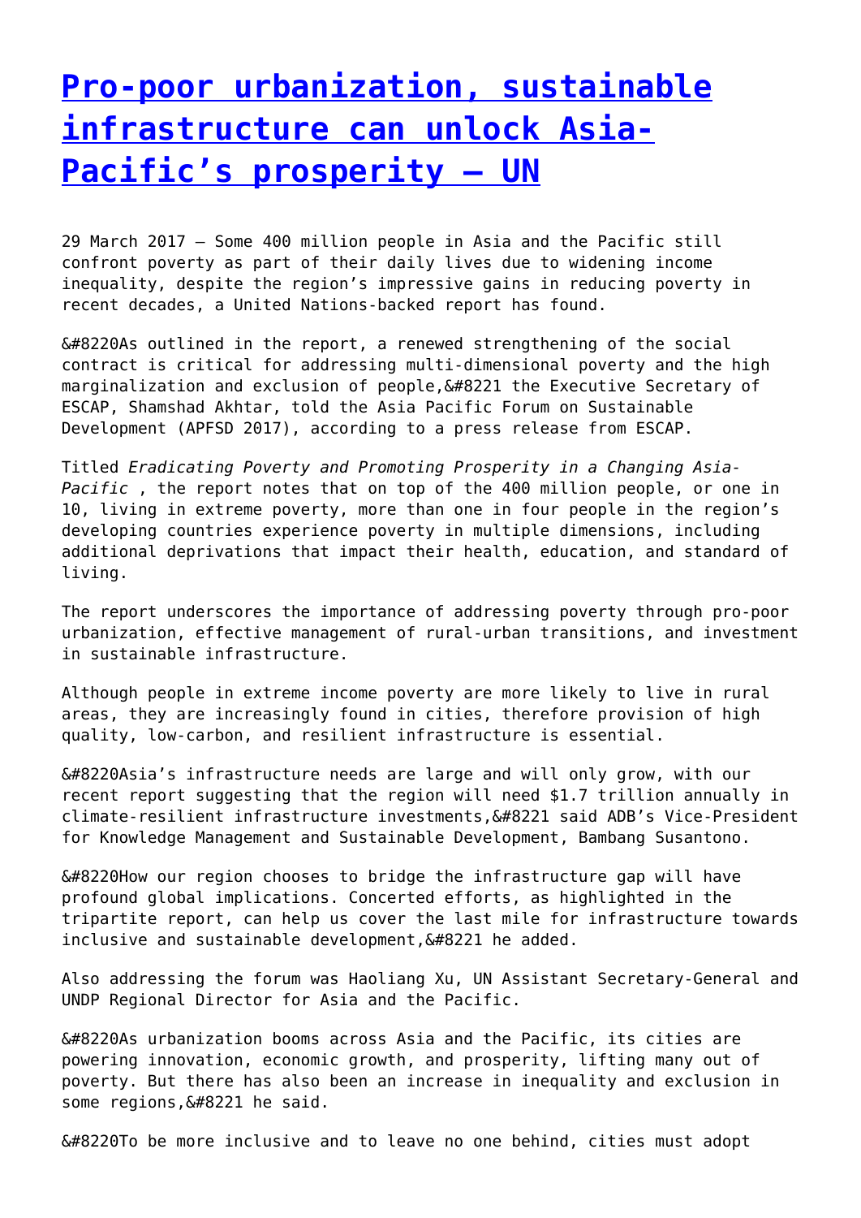# Pro-poor urbanization, sustainable infrastructure can unlock Asia-Pacific's prosperity – UN

29 March 2017 – Some 400 million people in Asia and the Pacific still confront poverty as part of their daily lives due to widening income inequality, despite the region's impressive gains in reducing poverty in recent decades, a United Nations-backed report has found.

&#8220As outlined in the report, a renewed strengthening of the social contract is critical for addressing multi-dimensional poverty and the high marginalization and exclusion of people,&#8221 the Executive Secretary of ESCAP, Shamshad Akhtar, told the Asia Pacific Forum on Sustainable Development (APFSD 2017), according to a press release from ESCAP.

Titled *Eradicating Poverty and Promoting Prosperity in a Changing Asia-Pacific* , the report notes that on top of the 400 million people, or one in 10, living in extreme poverty, more than one in four people in the region's developing countries experience poverty in multiple dimensions, including additional deprivations that impact their health, education, and standard of living.

The report underscores the importance of addressing poverty through pro-poor urbanization, effective management of rural-urban transitions, and investment in sustainable infrastructure.

Although people in extreme income poverty are more likely to live in rural areas, they are increasingly found in cities, therefore provision of high quality, low-carbon, and resilient infrastructure is essential.

&#8220Asia's infrastructure needs are large and will only grow, with our recent report suggesting that the region will need $1.7 trillion annually in climate-resilient infrastructure investments,&#8221 said ADB's Vice-President for Knowledge Management and Sustainable Development, Bambang Susantono.

&#8220How our region chooses to bridge the infrastructure gap will have profound global implications. Concerted efforts, as highlighted in the tripartite report, can help us cover the last mile for infrastructure towards inclusive and sustainable development,&#8221 he added.

Also addressing the forum was Haoliang Xu, UN Assistant Secretary-General and UNDP Regional Director for Asia and the Pacific.

&#8220As urbanization booms across Asia and the Pacific, its cities are powering innovation, economic growth, and prosperity, lifting many out of poverty. But there has also been an increase in inequality and exclusion in some regions,&#8221 he said.

&#8220To be more inclusive and to leave no one behind, cities must adopt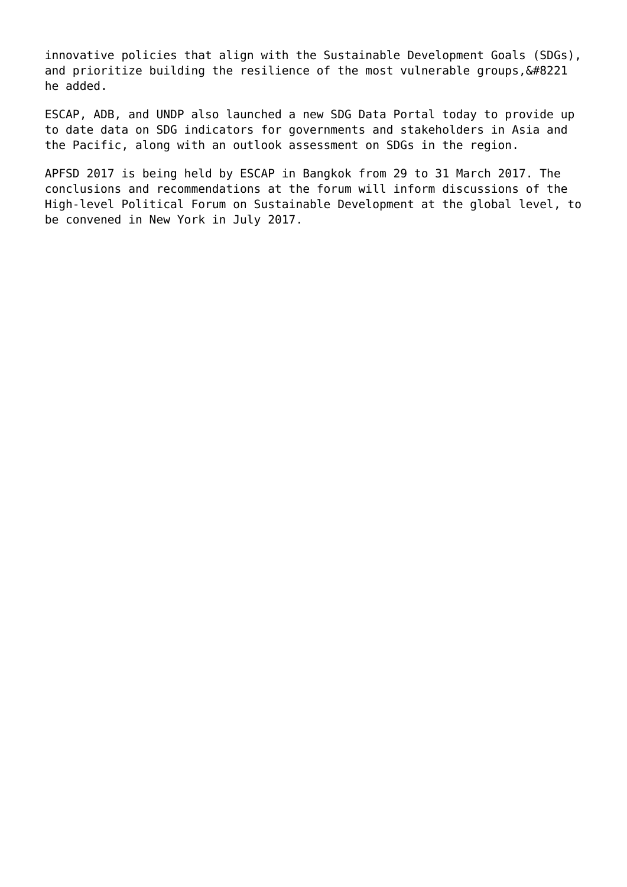innovative policies that align with the Sustainable Development Goals (SDGs), and prioritize building the resilience of the most vulnerable groups,&#8221 he added.

ESCAP, ADB, and UNDP also launched a new SDG Data Portal today to provide up to date data on SDG indicators for governments and stakeholders in Asia and the Pacific, along with an outlook assessment on SDGs in the region.

APFSD 2017 is being held by ESCAP in Bangkok from 29 to 31 March 2017. The conclusions and recommendations at the forum will inform discussions of the High-level Political Forum on Sustainable Development at the global level, to be convened in New York in July 2017.